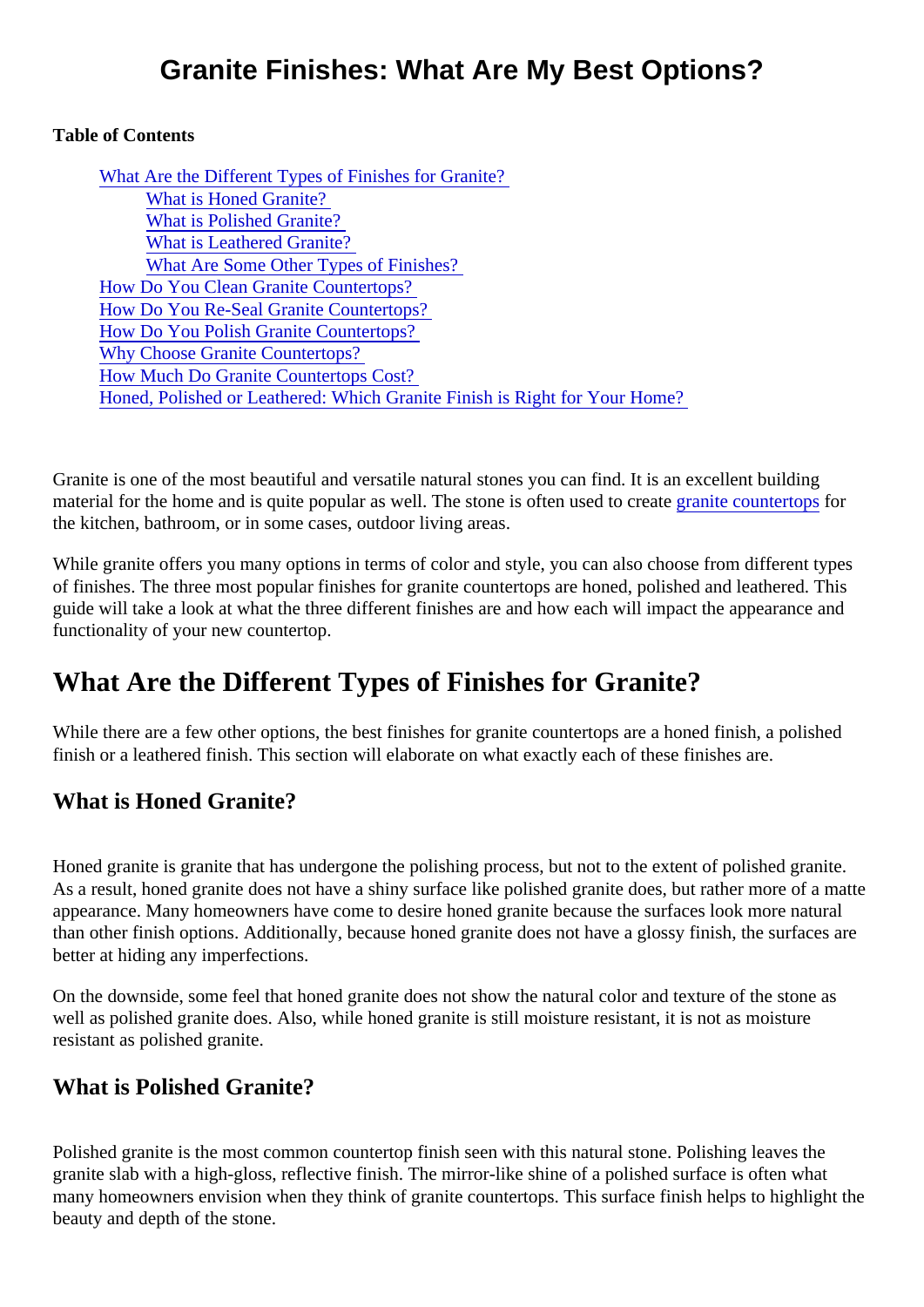# Granite Finishes: What Are My Best Options?

**Table of Contents**

- What Are the Different Types of Finishes for Granite?
  - What is Honed Granite?
  - What is Polished Granite?
  - What is Leathered Granite?
  - What Are Some Other Types of Finishes?
- How Do You Clean Granite Countertops?
- How Do You Re-Seal Granite Countertops?
- How Do You Polish Granite Countertops?
- Why Choose Granite Countertops?
- How Much Do Granite Countertops Cost?
- Honed, Polished or Leathered: Which Granite Finish is Right for Your Home?

Granite is one of the most beautiful and versatile natural stones you can find. It is an excellent building material for the home and is quite popular as well. The stone is often used to create granite countertops for the kitchen, bathroom, or in some cases, outdoor living areas.

While granite offers you many options in terms of color and style, you can also choose from different types of finishes. The three most popular finishes for granite countertops are honed, polished and leathered. This guide will take a look at what the three different finishes are and how each will impact the appearance and functionality of your new countertop.

## What Are the Different Types of Finishes for Granite?

While there are a few other options, the best finishes for granite countertops are a honed finish, a polished finish or a leathered finish. This section will elaborate on what exactly each of these finishes are.

### What is Honed Granite?

Honed granite is granite that has undergone the polishing process, but not to the extent of polished granite. As a result, honed granite does not have a shiny surface like polished granite does, but rather more of a matte appearance. Many homeowners have come to desire honed granite because the surfaces look more natural than other finish options. Additionally, because honed granite does not have a glossy finish, the surfaces are better at hiding any imperfections.

On the downside, some feel that honed granite does not show the natural color and texture of the stone as well as polished granite does. Also, while honed granite is still moisture resistant, it is not as moisture resistant as polished granite.

### What is Polished Granite?

Polished granite is the most common countertop finish seen with this natural stone. Polishing leaves the granite slab with a high-gloss, reflective finish. The mirror-like shine of a polished surface is often what many homeowners envision when they think of granite countertops. This surface finish helps to highlight the beauty and depth of the stone.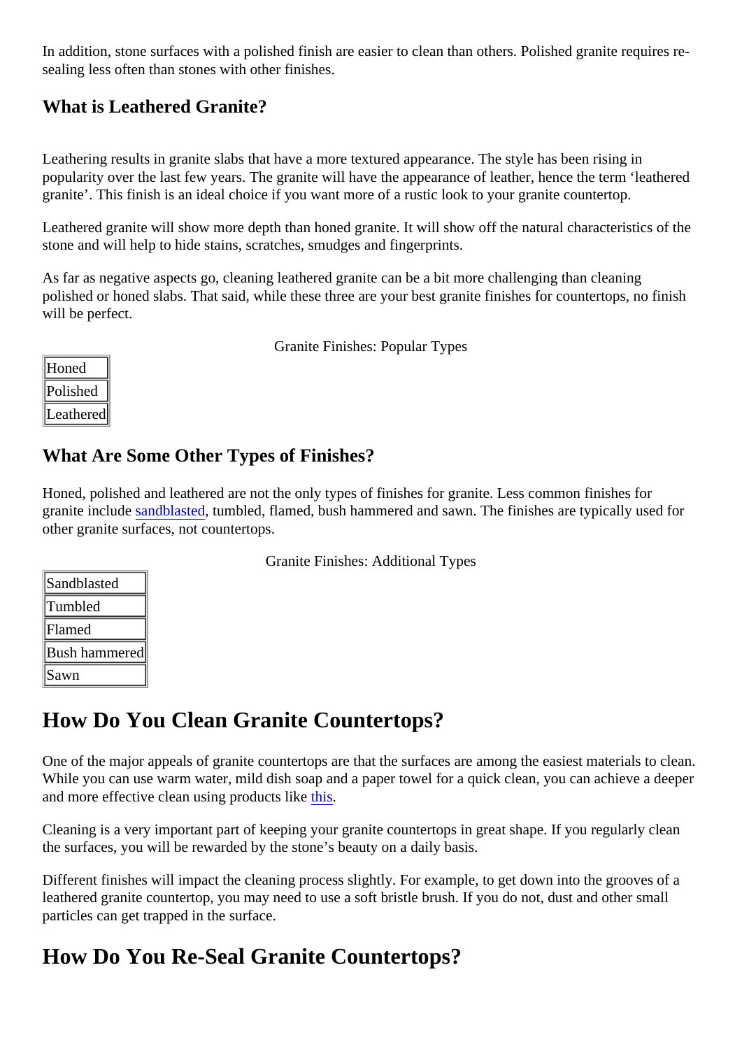In addition, stone surfaces with a polished finish are easier to clean than others. Polished granite requires re-sealing less often than stones with other finishes.

### What is Leathered Granite?

Leathering results in granite slabs that have a more textured appearance. The style has been rising in popularity over the last few years. The granite will have the appearance of leather, hence the term 'leathered granite'. This finish is an ideal choice if you want more of a rustic look to your granite countertop.

Leathered granite will show more depth than honed granite. It will show off the natural characteristics of the stone and will help to hide stains, scratches, smudges and fingerprints.

As far as negative aspects go, cleaning leathered granite can be a bit more challenging than cleaning polished or honed slabs. That said, while these three are your best granite finishes for countertops, no finish will be perfect.

Granite Finishes: Popular Types

| Granite Finishes: Popular Types |
| --- |
| Honed |
| Polished |
| Leathered |

### What Are Some Other Types of Finishes?

Honed, polished and leathered are not the only types of finishes for granite. Less common finishes for granite include sandblasted, tumbled, flamed, bush hammered and sawn. The finishes are typically used for other granite surfaces, not countertops.

Granite Finishes: Additional Types

| Granite Finishes: Additional Types |
| --- |
| Sandblasted |
| Tumbled |
| Flamed |
| Bush hammered |
| Sawn |

## How Do You Clean Granite Countertops?

One of the major appeals of granite countertops are that the surfaces are among the easiest materials to clean. While you can use warm water, mild dish soap and a paper towel for a quick clean, you can achieve a deeper and more effective clean using products like this.

Cleaning is a very important part of keeping your granite countertops in great shape. If you regularly clean the surfaces, you will be rewarded by the stone's beauty on a daily basis.

Different finishes will impact the cleaning process slightly. For example, to get down into the grooves of a leathered granite countertop, you may need to use a soft bristle brush. If you do not, dust and other small particles can get trapped in the surface.

## How Do You Re-Seal Granite Countertops?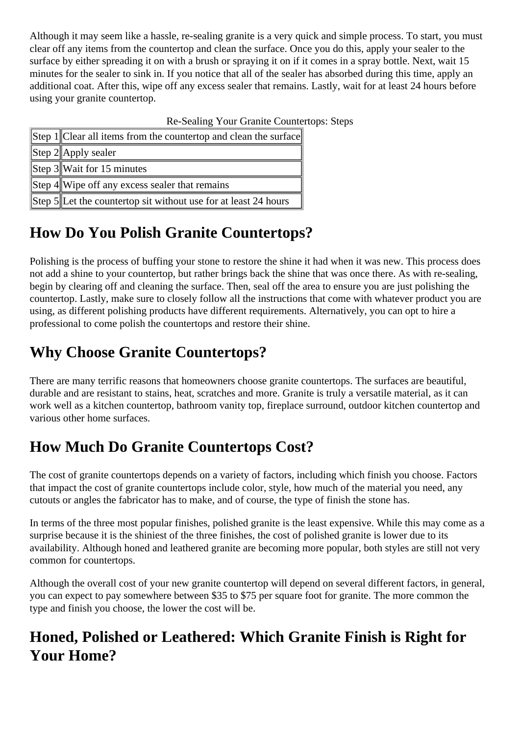Although it may seem like a hassle, re-sealing granite is a very quick and simple process. To start, you must clear off any items from the countertop and clean the surface. Once you do this, apply your sealer to the surface by either spreading it on with a brush or spraying it on if it comes in a spray bottle. Next, wait 15 minutes for the sealer to sink in. If you notice that all of the sealer has absorbed during this time, apply an additional coat. After this, wipe off any excess sealer that remains. Lastly, wait for at least 24 hours before using your granite countertop.

Re-Sealing Your Granite Countertops: Steps

| | |
|---|---|
| Step 1 | Clear all items from the countertop and clean the surface |
| Step 2 | Apply sealer |
| Step 3 | Wait for 15 minutes |
| Step 4 | Wipe off any excess sealer that remains |
| Step 5 | Let the countertop sit without use for at least 24 hours |

## How Do You Polish Granite Countertops?

Polishing is the process of buffing your stone to restore the shine it had when it was new. This process does not add a shine to your countertop, but rather brings back the shine that was once there. As with re-sealing, begin by clearing off and cleaning the surface. Then, seal off the area to ensure you are just polishing the countertop. Lastly, make sure to closely follow all the instructions that come with whatever product you are using, as different polishing products have different requirements. Alternatively, you can opt to hire a professional to come polish the countertops and restore their shine.

## Why Choose Granite Countertops?

There are many terrific reasons that homeowners choose granite countertops. The surfaces are beautiful, durable and are resistant to stains, heat, scratches and more. Granite is truly a versatile material, as it can work well as a kitchen countertop, bathroom vanity top, fireplace surround, outdoor kitchen countertop and various other home surfaces.

## How Much Do Granite Countertops Cost?

The cost of granite countertops depends on a variety of factors, including which finish you choose. Factors that impact the cost of granite countertops include color, style, how much of the material you need, any cutouts or angles the fabricator has to make, and of course, the type of finish the stone has.

In terms of the three most popular finishes, polished granite is the least expensive. While this may come as a surprise because it is the shiniest of the three finishes, the cost of polished granite is lower due to its availability. Although honed and leathered granite are becoming more popular, both styles are still not very common for countertops.

Although the overall cost of your new granite countertop will depend on several different factors, in general, you can expect to pay somewhere between $35 to $75 per square foot for granite. The more common the type and finish you choose, the lower the cost will be.

## Honed, Polished or Leathered: Which Granite Finish is Right for Your Home?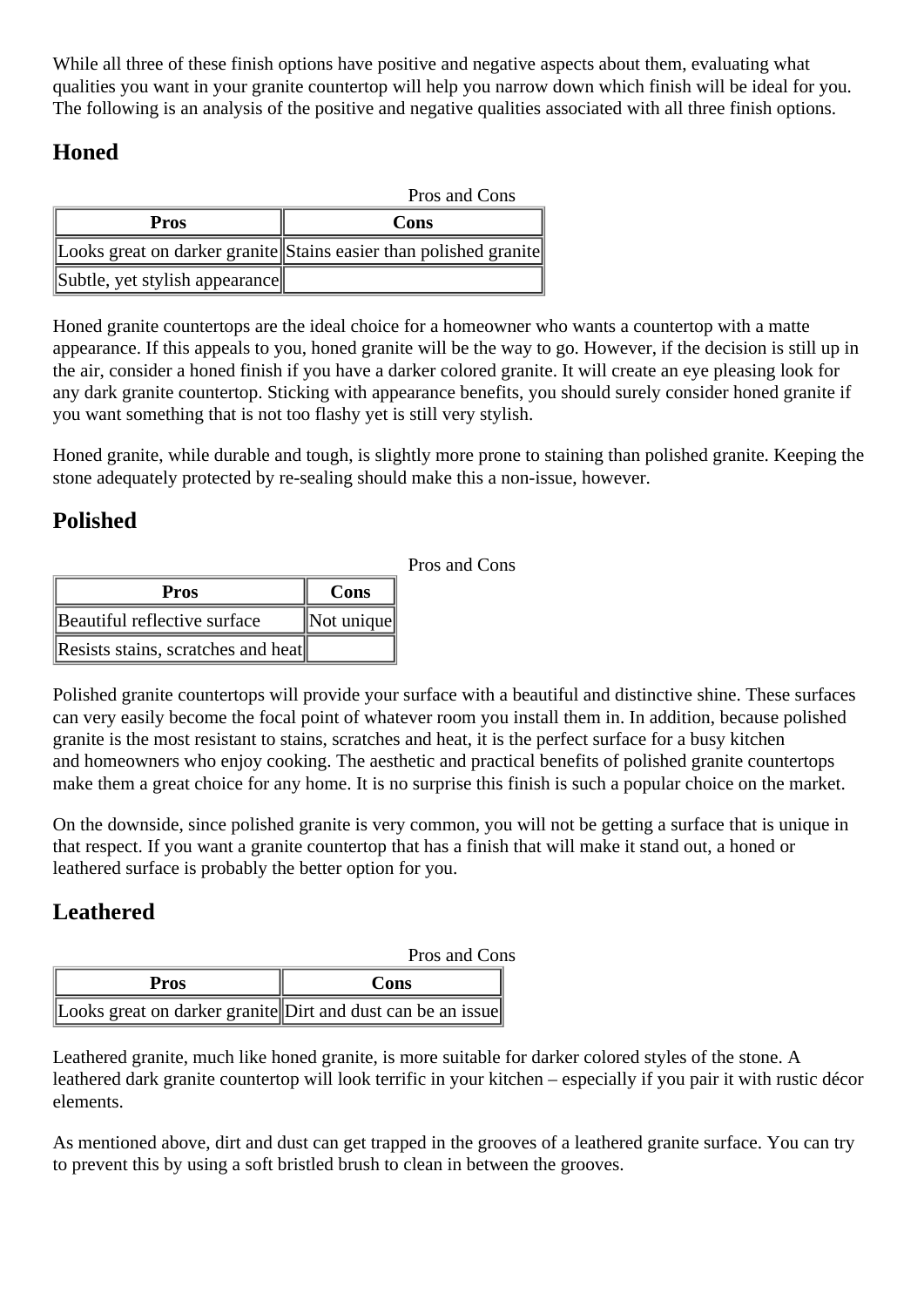While all three of these finish options have positive and negative aspects about them, evaluating what qualities you want in your granite countertop will help you narrow down which finish will be ideal for you. The following is an analysis of the positive and negative qualities associated with all three finish options.

## Honed

Pros and Cons

| Pros | Cons |
| --- | --- |
| Looks great on darker granite | Stains easier than polished granite |
| Subtle, yet stylish appearance | |

Honed granite countertops are the ideal choice for a homeowner who wants a countertop with a matte appearance. If this appeals to you, honed granite will be the way to go. However, if the decision is still up in the air, consider a honed finish if you have a darker colored granite. It will create an eye pleasing look for any dark granite countertop. Sticking with appearance benefits, you should surely consider honed granite if you want something that is not too flashy yet is still very stylish.

Honed granite, while durable and tough, is slightly more prone to staining than polished granite. Keeping the stone adequately protected by re-sealing should make this a non-issue, however.

## Polished

Pros and Cons

| Pros | Cons |
| --- | --- |
| Beautiful reflective surface | Not unique |
| Resists stains, scratches and heat | |

Polished granite countertops will provide your surface with a beautiful and distinctive shine. These surfaces can very easily become the focal point of whatever room you install them in. In addition, because polished granite is the most resistant to stains, scratches and heat, it is the perfect surface for a busy kitchen and homeowners who enjoy cooking. The aesthetic and practical benefits of polished granite countertops make them a great choice for any home. It is no surprise this finish is such a popular choice on the market.

On the downside, since polished granite is very common, you will not be getting a surface that is unique in that respect. If you want a granite countertop that has a finish that will make it stand out, a honed or leathered surface is probably the better option for you.

## Leathered

Pros and Cons

| Pros | Cons |
| --- | --- |
| Looks great on darker granite | Dirt and dust can be an issue |

Leathered granite, much like honed granite, is more suitable for darker colored styles of the stone. A leathered dark granite countertop will look terrific in your kitchen – especially if you pair it with rustic décor elements.

As mentioned above, dirt and dust can get trapped in the grooves of a leathered granite surface. You can try to prevent this by using a soft bristled brush to clean in between the grooves.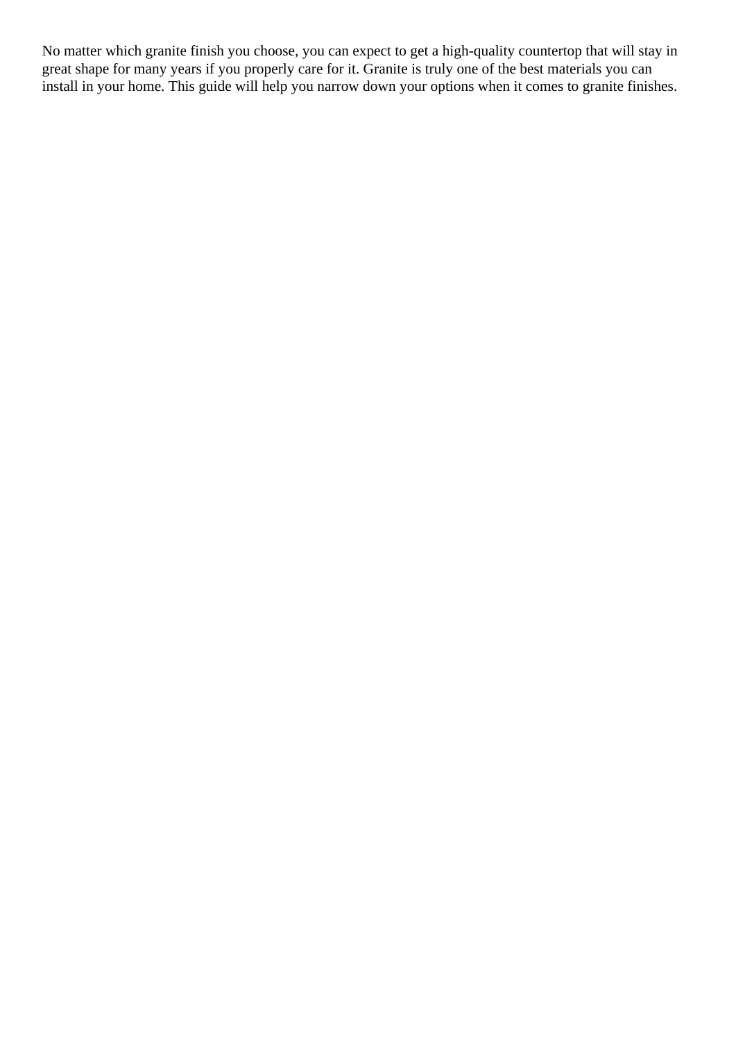No matter which granite finish you choose, you can expect to get a high-quality countertop that will stay in great shape for many years if you properly care for it. Granite is truly one of the best materials you can install in your home. This guide will help you narrow down your options when it comes to granite finishes.